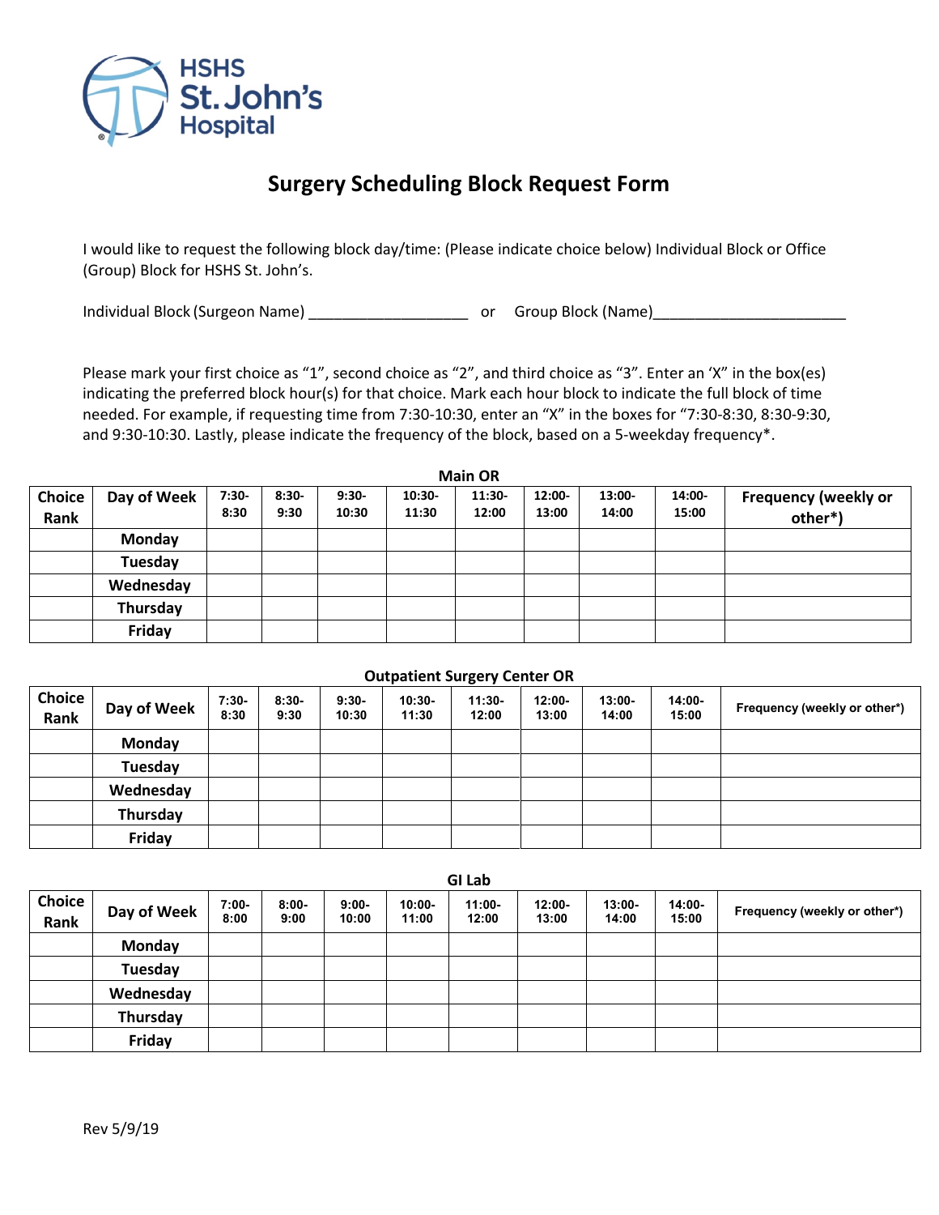HSHS St. John's Hospital

# Surgery Scheduling Block Request Form

I would like to request the following block day/time: (Please indicate choice below) Individual Block or Office (Group) Block for HSHS St. John's.

Individual Block (Surgeon Name) ___________________ or Group Block (Name)_______________________

Please mark your first choice as "1", second choice as "2", and third choice as "3". Enter an 'X" in the box(es) indicating the preferred block hour(s) for that choice. Mark each hour block to indicate the full block of time needed. For example, if requesting time from 7:30-10:30, enter an "X" in the boxes for "7:30-8:30, 8:30-9:30, and 9:30-10:30. Lastly, please indicate the frequency of the block, based on a 5-weekday frequency*.

**Main OR**

| Choice Rank | Day of Week | 7:30-8:30 | 8:30-9:30 | 9:30-10:30 | 10:30-11:30 | 11:30-12:00 | 12:00-13:00 | 13:00-14:00 | 14:00-15:00 | Frequency (weekly or other*) |
|---|---|---|---|---|---|---|---|---|---|---|
| | Monday | | | | | | | | | |
| | Tuesday | | | | | | | | | |
| | Wednesday | | | | | | | | | |
| | Thursday | | | | | | | | | |
| | Friday | | | | | | | | | |

**Outpatient Surgery Center OR**

| Choice Rank | Day of Week | 7:30-8:30 | 8:30-9:30 | 9:30-10:30 | 10:30-11:30 | 11:30-12:00 | 12:00-13:00 | 13:00-14:00 | 14:00-15:00 | Frequency (weekly or other*) |
|---|---|---|---|---|---|---|---|---|---|---|
| | Monday | | | | | | | | | |
| | Tuesday | | | | | | | | | |
| | Wednesday | | | | | | | | | |
| | Thursday | | | | | | | | | |
| | Friday | | | | | | | | | |

**GI Lab**

| Choice Rank | Day of Week | 7:00-8:00 | 8:00-9:00 | 9:00-10:00 | 10:00-11:00 | 11:00-12:00 | 12:00-13:00 | 13:00-14:00 | 14:00-15:00 | Frequency (weekly or other*) |
|---|---|---|---|---|---|---|---|---|---|---|
| | Monday | | | | | | | | | |
| | Tuesday | | | | | | | | | |
| | Wednesday | | | | | | | | | |
| | Thursday | | | | | | | | | |
| | Friday | | | | | | | | | |

Rev 5/9/19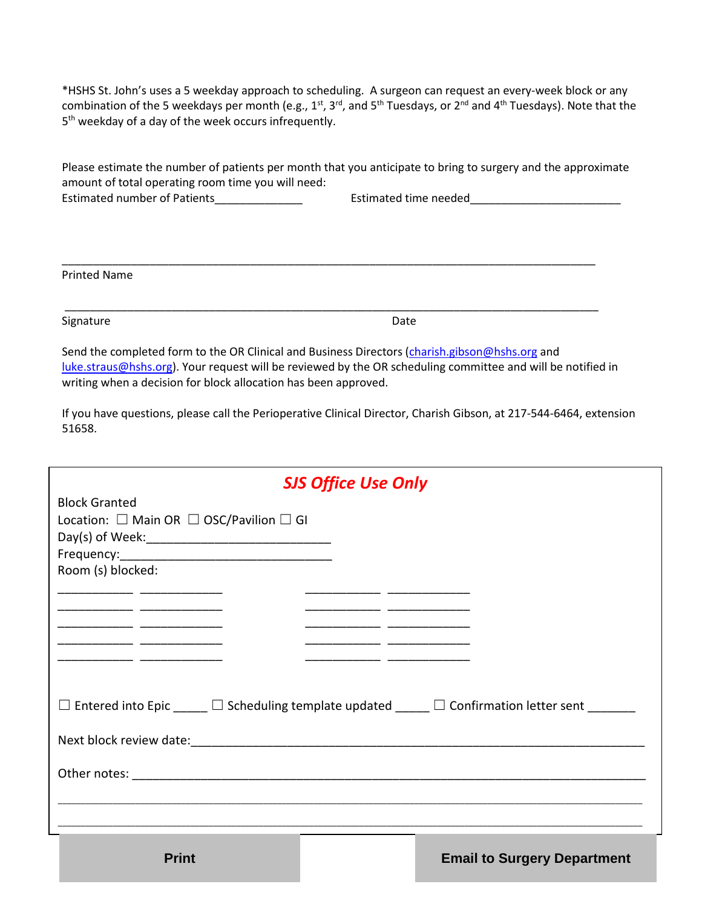*HSHS St. John's uses a 5 weekday approach to scheduling. A surgeon can request an every-week block or any combination of the 5 weekdays per month (e.g., 1st, 3rd, and 5th Tuesdays, or 2nd and 4th Tuesdays). Note that the 5th weekday of a day of the week occurs infrequently.

Please estimate the number of patients per month that you anticipate to bring to surgery and the approximate amount of total operating room time you will need:

Estimated number of Patients______________ Estimated time needed_________________________

_____________________________________________________________________________________

Printed Name

_____________________________________________________________________________________

Signature Date

Send the completed form to the OR Clinical and Business Directors (charish.gibson@hshs.org and luke.straus@hshs.org). Your request will be reviewed by the OR scheduling committee and will be notified in writing when a decision for block allocation has been approved.

If you have questions, please call the Perioperative Clinical Director, Charish Gibson, at 217-544-6464, extension 51658.

## *SJS Office Use Only*

Block Granted

Location: ☐ Main OR ☐ OSC/Pavilion ☐ GI

Day(s) of Week:____________________________

Frequency:________________________________

Room (s) blocked:

___________ ____________ ___________ ____________

___________ ____________ ___________ ____________

___________ ____________ ___________ ____________

___________ ____________ ___________ ____________

___________ ____________ ___________ ____________

☐ Entered into Epic _____ ☐ Scheduling template updated _____ ☐ Confirmation letter sent _______

Next block review date:_____________________________________________________________

Other notes: ______________________________________________________________________

_____________________________________________________________________________________

_____________________________________________________________________________________

**Print** **Email to Surgery Department**